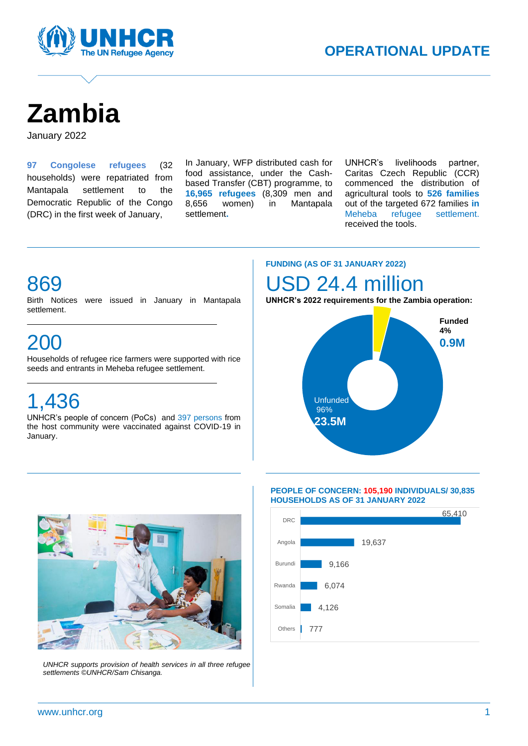OPERATIONAL UPDATE

# Zambia

January 2022

**97 Congolese refugees** (32 households) were repatriated from Mantapala settlement to the Democratic Republic of the Congo (DRC) in the first week of January,

In January, WFP distributed cash for food assistance, under the Cash-based Transfer (CBT) programme, to **16,965 refugees** (8,309 men and 8,656 women) in Mantapala settlement.

UNHCR's livelihoods partner, Caritas Czech Republic (CCR) commenced the distribution of agricultural tools to **526 families** out of the targeted 672 families **in** Meheba refugee settlement. received the tools.

## 869

Birth Notices were issued in January in Mantapala settlement.

## 200

Households of refugee rice farmers were supported with rice seeds and entrants in Meheba refugee settlement.

## 1,436

UNHCR's people of concern (PoCs) and 397 persons from the host community were vaccinated against COVID-19 in January.

**FUNDING (AS OF 31 JANUARY 2022)**

## USD 24.4 million

**UNHCR's 2022 requirements for the Zambia operation:**

- **Funded 4%** — **0.9M**
- Unfunded 96% — **23.5M**

*UNHCR supports provision of health services in all three refugee settlements ©UNHCR/Sam Chisanga.*

**PEOPLE OF CONCERN: 105,190 INDIVIDUALS/ 30,835 HOUSEHOLDS AS OF 31 JANUARY 2022**

| Country | Individuals |
|---|---|
| DRC | 65,410 |
| Angola | 19,637 |
| Burundi | 9,166 |
| Rwanda | 6,074 |
| Somalia | 4,126 |
| Others | 777 |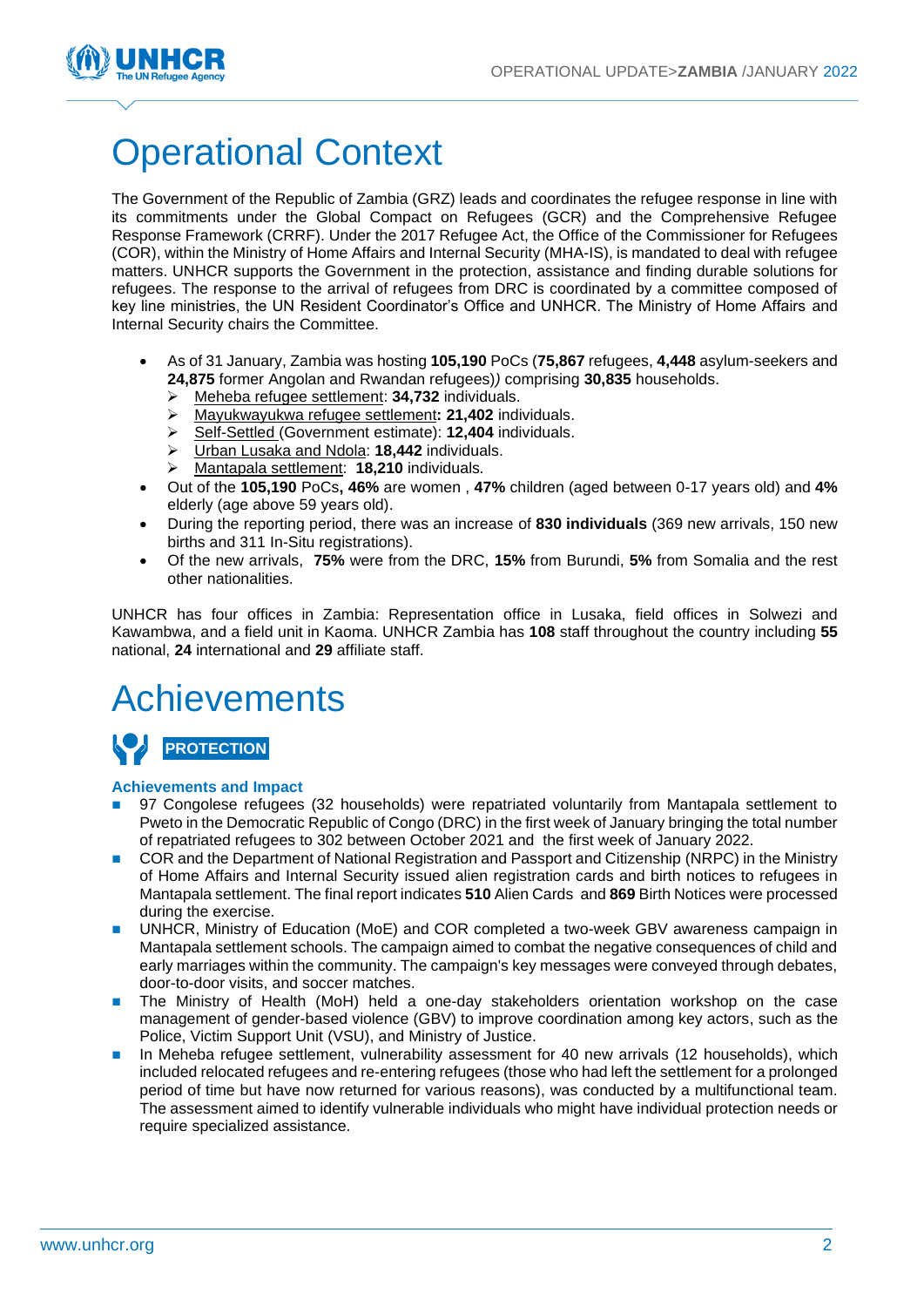# Operational Context

The Government of the Republic of Zambia (GRZ) leads and coordinates the refugee response in line with its commitments under the Global Compact on Refugees (GCR) and the Comprehensive Refugee Response Framework (CRRF). Under the 2017 Refugee Act, the Office of the Commissioner for Refugees (COR), within the Ministry of Home Affairs and Internal Security (MHA-IS), is mandated to deal with refugee matters. UNHCR supports the Government in the protection, assistance and finding durable solutions for refugees. The response to the arrival of refugees from DRC is coordinated by a committee composed of key line ministries, the UN Resident Coordinator's Office and UNHCR. The Ministry of Home Affairs and Internal Security chairs the Committee.

- As of 31 January, Zambia was hosting **105,190** PoCs (**75,867** refugees, **4,448** asylum-seekers and **24,875** former Angolan and Rwandan refugees)*)* comprising **30,835** households.
  - Meheba refugee settlement: **34,732** individuals.
  - Mayukwayukwa refugee settlement**: 21,402** individuals.
  - Self-Settled (Government estimate): **12,404** individuals.
  - Urban Lusaka and Ndola: **18,442** individuals.
  - Mantapala settlement: **18,210** individuals.
- Out of the **105,190** PoCs**, 46%** are women , **47%** children (aged between 0-17 years old) and **4%** elderly (age above 59 years old).
- During the reporting period, there was an increase of **830 individuals** (369 new arrivals, 150 new births and 311 In-Situ registrations).
- Of the new arrivals, **75%** were from the DRC, **15%** from Burundi, **5%** from Somalia and the rest other nationalities.

UNHCR has four offices in Zambia: Representation office in Lusaka, field offices in Solwezi and Kawambwa, and a field unit in Kaoma. UNHCR Zambia has **108** staff throughout the country including **55** national, **24** international and **29** affiliate staff.

# Achievements

## PROTECTION

### Achievements and Impact

- 97 Congolese refugees (32 households) were repatriated voluntarily from Mantapala settlement to Pweto in the Democratic Republic of Congo (DRC) in the first week of January bringing the total number of repatriated refugees to 302 between October 2021 and the first week of January 2022.
- COR and the Department of National Registration and Passport and Citizenship (NRPC) in the Ministry of Home Affairs and Internal Security issued alien registration cards and birth notices to refugees in Mantapala settlement. The final report indicates **510** Alien Cards and **869** Birth Notices were processed during the exercise.
- UNHCR, Ministry of Education (MoE) and COR completed a two-week GBV awareness campaign in Mantapala settlement schools. The campaign aimed to combat the negative consequences of child and early marriages within the community. The campaign's key messages were conveyed through debates, door-to-door visits, and soccer matches.
- The Ministry of Health (MoH) held a one-day stakeholders orientation workshop on the case management of gender-based violence (GBV) to improve coordination among key actors, such as the Police, Victim Support Unit (VSU), and Ministry of Justice.
- In Meheba refugee settlement, vulnerability assessment for 40 new arrivals (12 households), which included relocated refugees and re-entering refugees (those who had left the settlement for a prolonged period of time but have now returned for various reasons), was conducted by a multifunctional team. The assessment aimed to identify vulnerable individuals who might have individual protection needs or require specialized assistance.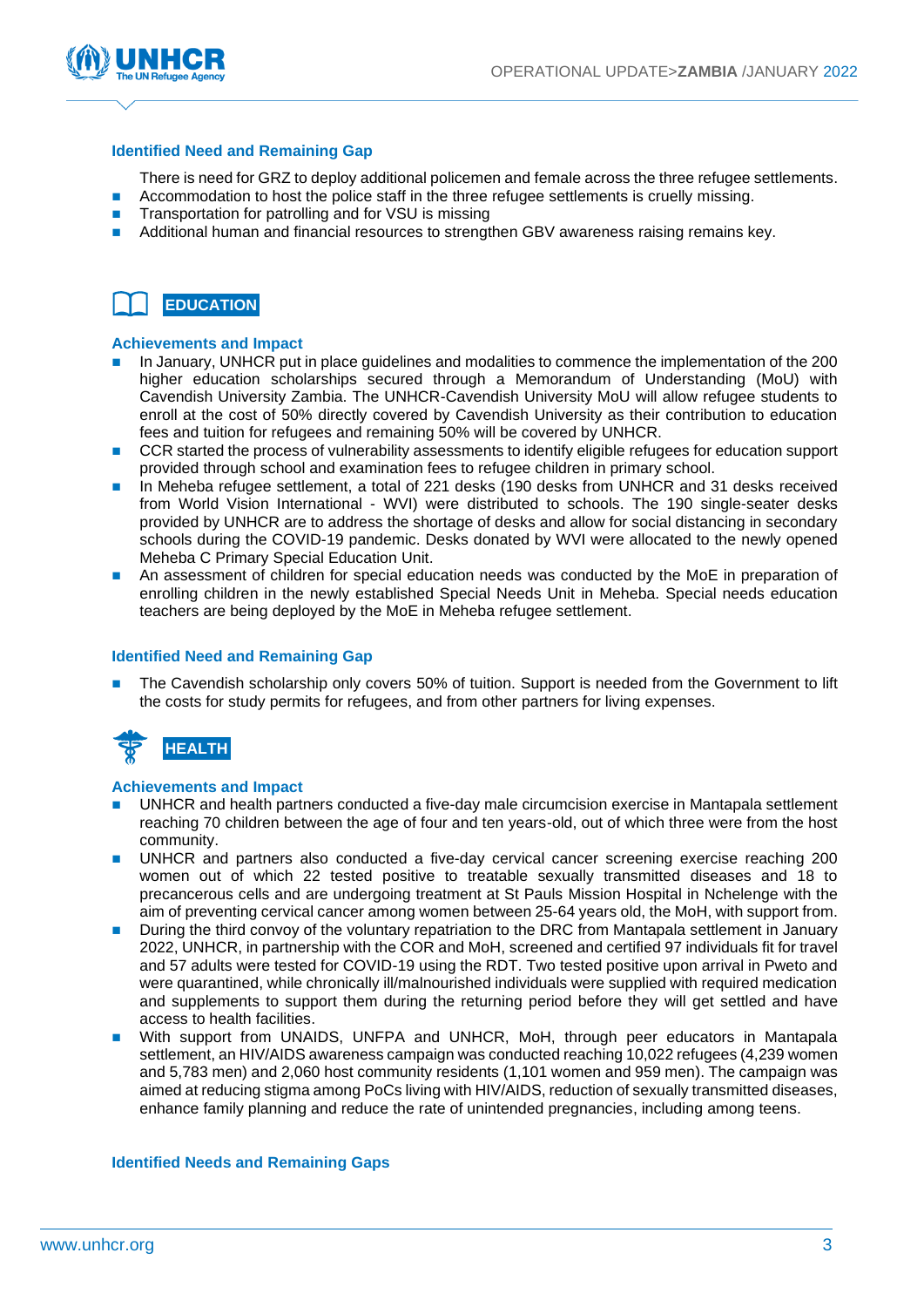### Identified Need and Remaining Gap

There is need for GRZ to deploy additional policemen and female across the three refugee settlements.

- Accommodation to host the police staff in the three refugee settlements is cruelly missing.
- Transportation for patrolling and for VSU is missing
- Additional human and financial resources to strengthen GBV awareness raising remains key.

## EDUCATION

### Achievements and Impact

- In January, UNHCR put in place guidelines and modalities to commence the implementation of the 200 higher education scholarships secured through a Memorandum of Understanding (MoU) with Cavendish University Zambia. The UNHCR-Cavendish University MoU will allow refugee students to enroll at the cost of 50% directly covered by Cavendish University as their contribution to education fees and tuition for refugees and remaining 50% will be covered by UNHCR.
- CCR started the process of vulnerability assessments to identify eligible refugees for education support provided through school and examination fees to refugee children in primary school.
- In Meheba refugee settlement, a total of 221 desks (190 desks from UNHCR and 31 desks received from World Vision International - WVI) were distributed to schools. The 190 single-seater desks provided by UNHCR are to address the shortage of desks and allow for social distancing in secondary schools during the COVID-19 pandemic. Desks donated by WVI were allocated to the newly opened Meheba C Primary Special Education Unit.
- An assessment of children for special education needs was conducted by the MoE in preparation of enrolling children in the newly established Special Needs Unit in Meheba. Special needs education teachers are being deployed by the MoE in Meheba refugee settlement.

### Identified Need and Remaining Gap

- The Cavendish scholarship only covers 50% of tuition. Support is needed from the Government to lift the costs for study permits for refugees, and from other partners for living expenses.

## HEALTH

### Achievements and Impact

- UNHCR and health partners conducted a five-day male circumcision exercise in Mantapala settlement reaching 70 children between the age of four and ten years-old, out of which three were from the host community.
- UNHCR and partners also conducted a five-day cervical cancer screening exercise reaching 200 women out of which 22 tested positive to treatable sexually transmitted diseases and 18 to precancerous cells and are undergoing treatment at St Pauls Mission Hospital in Nchelenge with the aim of preventing cervical cancer among women between 25-64 years old, the MoH, with support from.
- During the third convoy of the voluntary repatriation to the DRC from Mantapala settlement in January 2022, UNHCR, in partnership with the COR and MoH, screened and certified 97 individuals fit for travel and 57 adults were tested for COVID-19 using the RDT. Two tested positive upon arrival in Pweto and were quarantined, while chronically ill/malnourished individuals were supplied with required medication and supplements to support them during the returning period before they will get settled and have access to health facilities.
- With support from UNAIDS, UNFPA and UNHCR, MoH, through peer educators in Mantapala settlement, an HIV/AIDS awareness campaign was conducted reaching 10,022 refugees (4,239 women and 5,783 men) and 2,060 host community residents (1,101 women and 959 men). The campaign was aimed at reducing stigma among PoCs living with HIV/AIDS, reduction of sexually transmitted diseases, enhance family planning and reduce the rate of unintended pregnancies, including among teens.

### Identified Needs and Remaining Gaps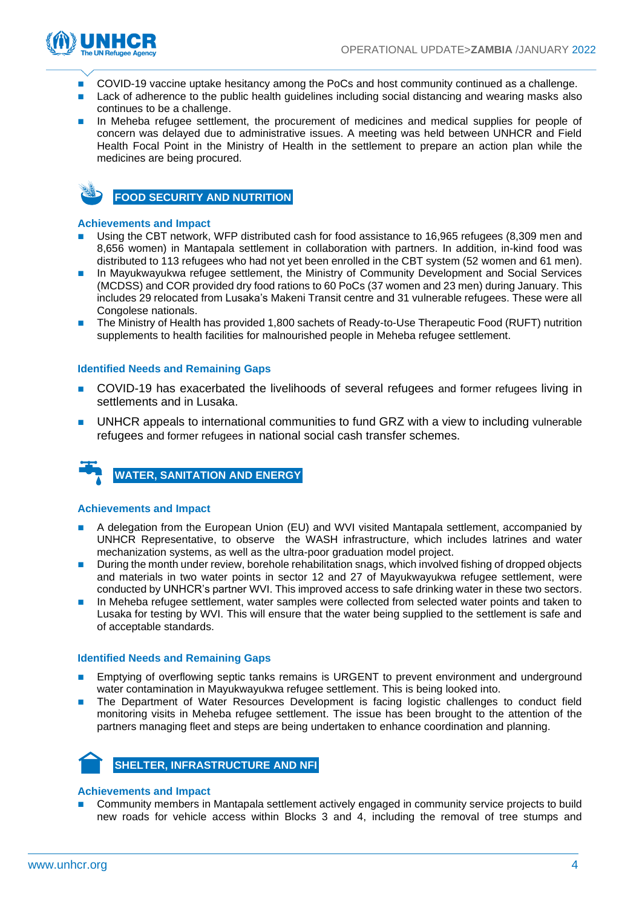- COVID-19 vaccine uptake hesitancy among the PoCs and host community continued as a challenge.
- Lack of adherence to the public health guidelines including social distancing and wearing masks also continues to be a challenge.
- In Meheba refugee settlement, the procurement of medicines and medical supplies for people of concern was delayed due to administrative issues. A meeting was held between UNHCR and Field Health Focal Point in the Ministry of Health in the settlement to prepare an action plan while the medicines are being procured.

## FOOD SECURITY AND NUTRITION

### Achievements and Impact

- Using the CBT network, WFP distributed cash for food assistance to 16,965 refugees (8,309 men and 8,656 women) in Mantapala settlement in collaboration with partners. In addition, in-kind food was distributed to 113 refugees who had not yet been enrolled in the CBT system (52 women and 61 men).
- In Mayukwayukwa refugee settlement, the Ministry of Community Development and Social Services (MCDSS) and COR provided dry food rations to 60 PoCs (37 women and 23 men) during January. This includes 29 relocated from Lusaka's Makeni Transit centre and 31 vulnerable refugees. These were all Congolese nationals.
- The Ministry of Health has provided 1,800 sachets of Ready-to-Use Therapeutic Food (RUFT) nutrition supplements to health facilities for malnourished people in Meheba refugee settlement.

### Identified Needs and Remaining Gaps

- COVID-19 has exacerbated the livelihoods of several refugees and former refugees living in settlements and in Lusaka.
- UNHCR appeals to international communities to fund GRZ with a view to including vulnerable refugees and former refugees in national social cash transfer schemes.

## WATER, SANITATION AND ENERGY

### Achievements and Impact

- A delegation from the European Union (EU) and WVI visited Mantapala settlement, accompanied by UNHCR Representative, to observe the WASH infrastructure, which includes latrines and water mechanization systems, as well as the ultra-poor graduation model project.
- During the month under review, borehole rehabilitation snags, which involved fishing of dropped objects and materials in two water points in sector 12 and 27 of Mayukwayukwa refugee settlement, were conducted by UNHCR's partner WVI. This improved access to safe drinking water in these two sectors.
- In Meheba refugee settlement, water samples were collected from selected water points and taken to Lusaka for testing by WVI. This will ensure that the water being supplied to the settlement is safe and of acceptable standards.

### Identified Needs and Remaining Gaps

- Emptying of overflowing septic tanks remains is URGENT to prevent environment and underground water contamination in Mayukwayukwa refugee settlement. This is being looked into.
- The Department of Water Resources Development is facing logistic challenges to conduct field monitoring visits in Meheba refugee settlement. The issue has been brought to the attention of the partners managing fleet and steps are being undertaken to enhance coordination and planning.

## SHELTER, INFRASTRUCTURE AND NFI

### Achievements and Impact

- Community members in Mantapala settlement actively engaged in community service projects to build new roads for vehicle access within Blocks 3 and 4, including the removal of tree stumps and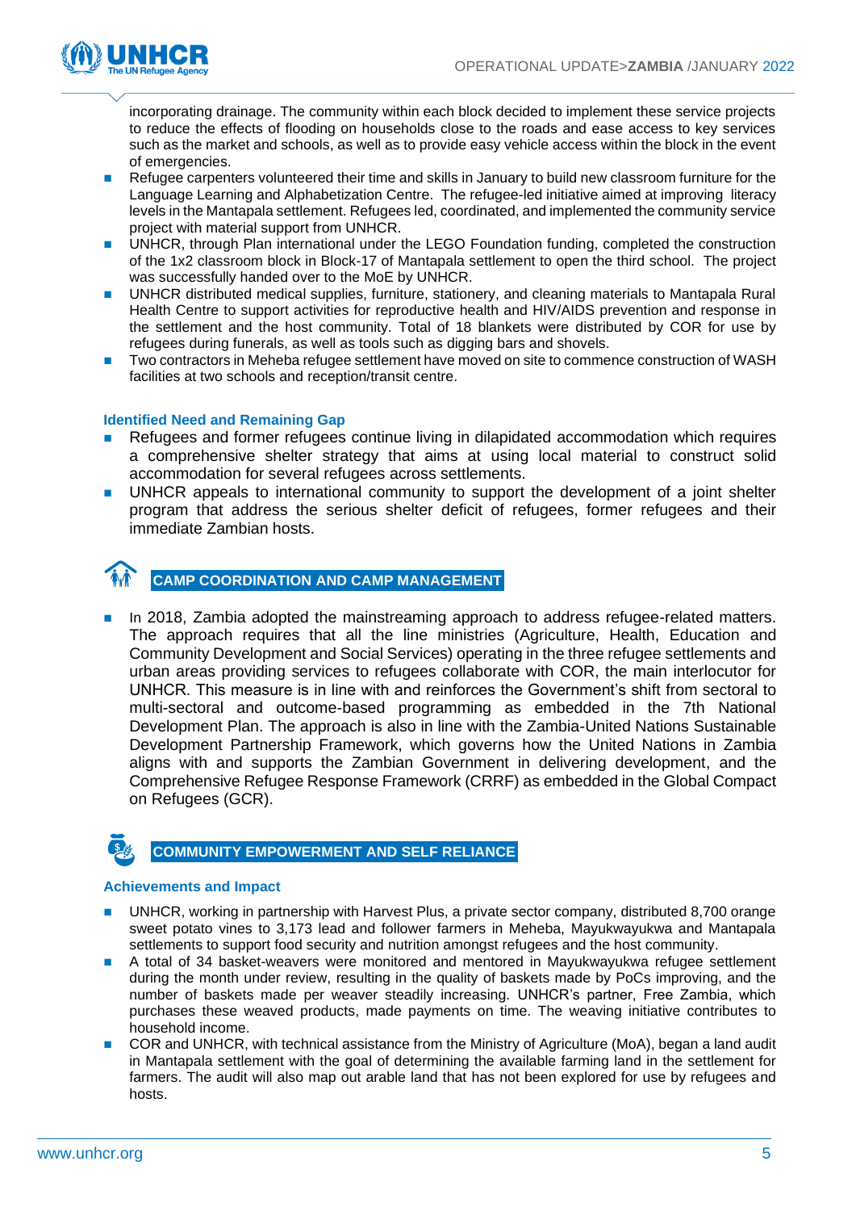incorporating drainage. The community within each block decided to implement these service projects to reduce the effects of flooding on households close to the roads and ease access to key services such as the market and schools, as well as to provide easy vehicle access within the block in the event of emergencies.

- Refugee carpenters volunteered their time and skills in January to build new classroom furniture for the Language Learning and Alphabetization Centre. The refugee-led initiative aimed at improving literacy levels in the Mantapala settlement. Refugees led, coordinated, and implemented the community service project with material support from UNHCR.
- UNHCR, through Plan international under the LEGO Foundation funding, completed the construction of the 1x2 classroom block in Block-17 of Mantapala settlement to open the third school. The project was successfully handed over to the MoE by UNHCR.
- UNHCR distributed medical supplies, furniture, stationery, and cleaning materials to Mantapala Rural Health Centre to support activities for reproductive health and HIV/AIDS prevention and response in the settlement and the host community. Total of 18 blankets were distributed by COR for use by refugees during funerals, as well as tools such as digging bars and shovels.
- Two contractors in Meheba refugee settlement have moved on site to commence construction of WASH facilities at two schools and reception/transit centre.

### Identified Need and Remaining Gap

- Refugees and former refugees continue living in dilapidated accommodation which requires a comprehensive shelter strategy that aims at using local material to construct solid accommodation for several refugees across settlements.
- UNHCR appeals to international community to support the development of a joint shelter program that address the serious shelter deficit of refugees, former refugees and their immediate Zambian hosts.

## CAMP COORDINATION AND CAMP MANAGEMENT

- In 2018, Zambia adopted the mainstreaming approach to address refugee-related matters. The approach requires that all the line ministries (Agriculture, Health, Education and Community Development and Social Services) operating in the three refugee settlements and urban areas providing services to refugees collaborate with COR, the main interlocutor for UNHCR. This measure is in line with and reinforces the Government's shift from sectoral to multi-sectoral and outcome-based programming as embedded in the 7th National Development Plan. The approach is also in line with the Zambia-United Nations Sustainable Development Partnership Framework, which governs how the United Nations in Zambia aligns with and supports the Zambian Government in delivering development, and the Comprehensive Refugee Response Framework (CRRF) as embedded in the Global Compact on Refugees (GCR).

## COMMUNITY EMPOWERMENT AND SELF RELIANCE

### Achievements and Impact

- UNHCR, working in partnership with Harvest Plus, a private sector company, distributed 8,700 orange sweet potato vines to 3,173 lead and follower farmers in Meheba, Mayukwayukwa and Mantapala settlements to support food security and nutrition amongst refugees and the host community.
- A total of 34 basket-weavers were monitored and mentored in Mayukwayukwa refugee settlement during the month under review, resulting in the quality of baskets made by PoCs improving, and the number of baskets made per weaver steadily increasing. UNHCR's partner, Free Zambia, which purchases these weaved products, made payments on time. The weaving initiative contributes to household income.
- COR and UNHCR, with technical assistance from the Ministry of Agriculture (MoA), began a land audit in Mantapala settlement with the goal of determining the available farming land in the settlement for farmers. The audit will also map out arable land that has not been explored for use by refugees and hosts.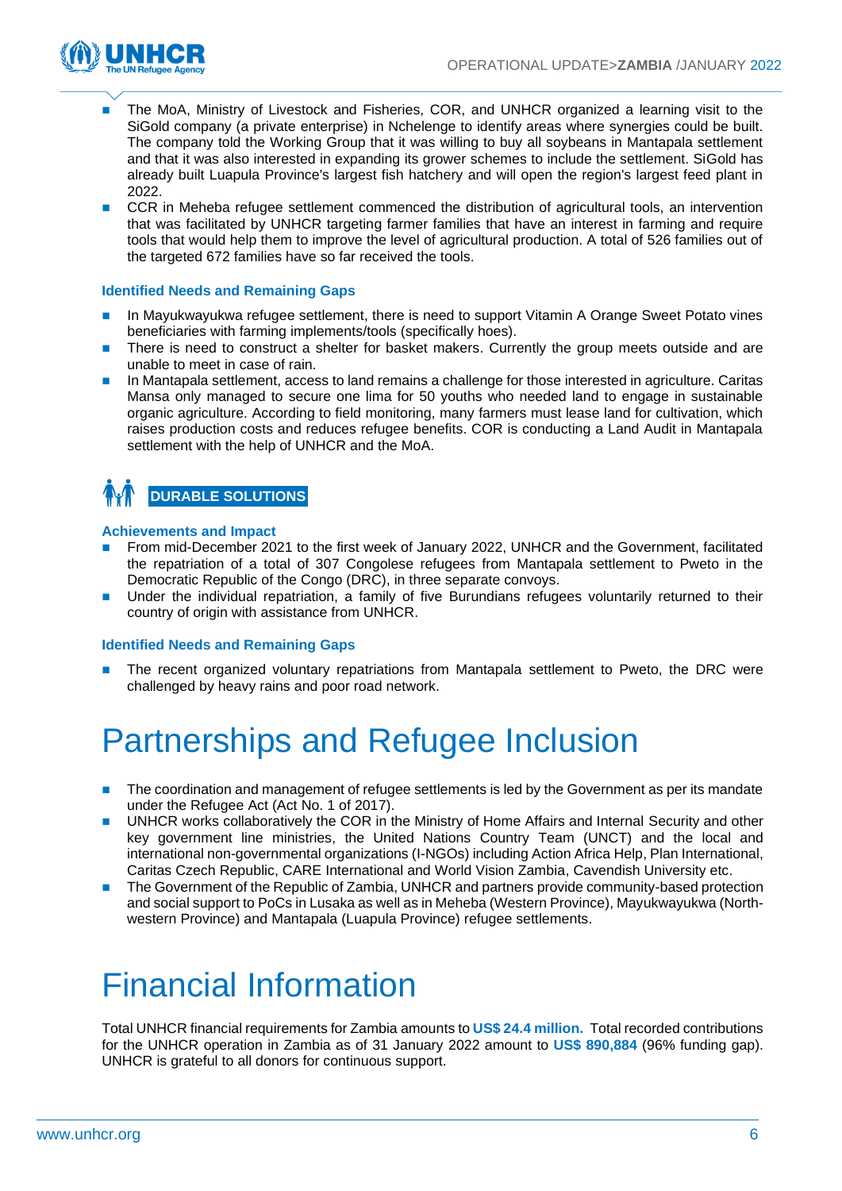- The MoA, Ministry of Livestock and Fisheries, COR, and UNHCR organized a learning visit to the SiGold company (a private enterprise) in Nchelenge to identify areas where synergies could be built. The company told the Working Group that it was willing to buy all soybeans in Mantapala settlement and that it was also interested in expanding its grower schemes to include the settlement. SiGold has already built Luapula Province's largest fish hatchery and will open the region's largest feed plant in 2022.
- CCR in Meheba refugee settlement commenced the distribution of agricultural tools, an intervention that was facilitated by UNHCR targeting farmer families that have an interest in farming and require tools that would help them to improve the level of agricultural production. A total of 526 families out of the targeted 672 families have so far received the tools.

#### Identified Needs and Remaining Gaps

- In Mayukwayukwa refugee settlement, there is need to support Vitamin A Orange Sweet Potato vines beneficiaries with farming implements/tools (specifically hoes).
- There is need to construct a shelter for basket makers. Currently the group meets outside and are unable to meet in case of rain.
- In Mantapala settlement, access to land remains a challenge for those interested in agriculture. Caritas Mansa only managed to secure one lima for 50 youths who needed land to engage in sustainable organic agriculture. According to field monitoring, many farmers must lease land for cultivation, which raises production costs and reduces refugee benefits. COR is conducting a Land Audit in Mantapala settlement with the help of UNHCR and the MoA.

### DURABLE SOLUTIONS

#### Achievements and Impact

- From mid-December 2021 to the first week of January 2022, UNHCR and the Government, facilitated the repatriation of a total of 307 Congolese refugees from Mantapala settlement to Pweto in the Democratic Republic of the Congo (DRC), in three separate convoys.
- Under the individual repatriation, a family of five Burundians refugees voluntarily returned to their country of origin with assistance from UNHCR.

#### Identified Needs and Remaining Gaps

- The recent organized voluntary repatriations from Mantapala settlement to Pweto, the DRC were challenged by heavy rains and poor road network.

# Partnerships and Refugee Inclusion

- The coordination and management of refugee settlements is led by the Government as per its mandate under the Refugee Act (Act No. 1 of 2017).
- UNHCR works collaboratively the COR in the Ministry of Home Affairs and Internal Security and other key government line ministries, the United Nations Country Team (UNCT) and the local and international non-governmental organizations (I-NGOs) including Action Africa Help, Plan International, Caritas Czech Republic, CARE International and World Vision Zambia, Cavendish University etc.
- The Government of the Republic of Zambia, UNHCR and partners provide community-based protection and social support to PoCs in Lusaka as well as in Meheba (Western Province), Mayukwayukwa (North-western Province) and Mantapala (Luapula Province) refugee settlements.

# Financial Information

Total UNHCR financial requirements for Zambia amounts to **US$ 24.4 million.** Total recorded contributions for the UNHCR operation in Zambia as of 31 January 2022 amount to **US$ 890,884** (96% funding gap). UNHCR is grateful to all donors for continuous support.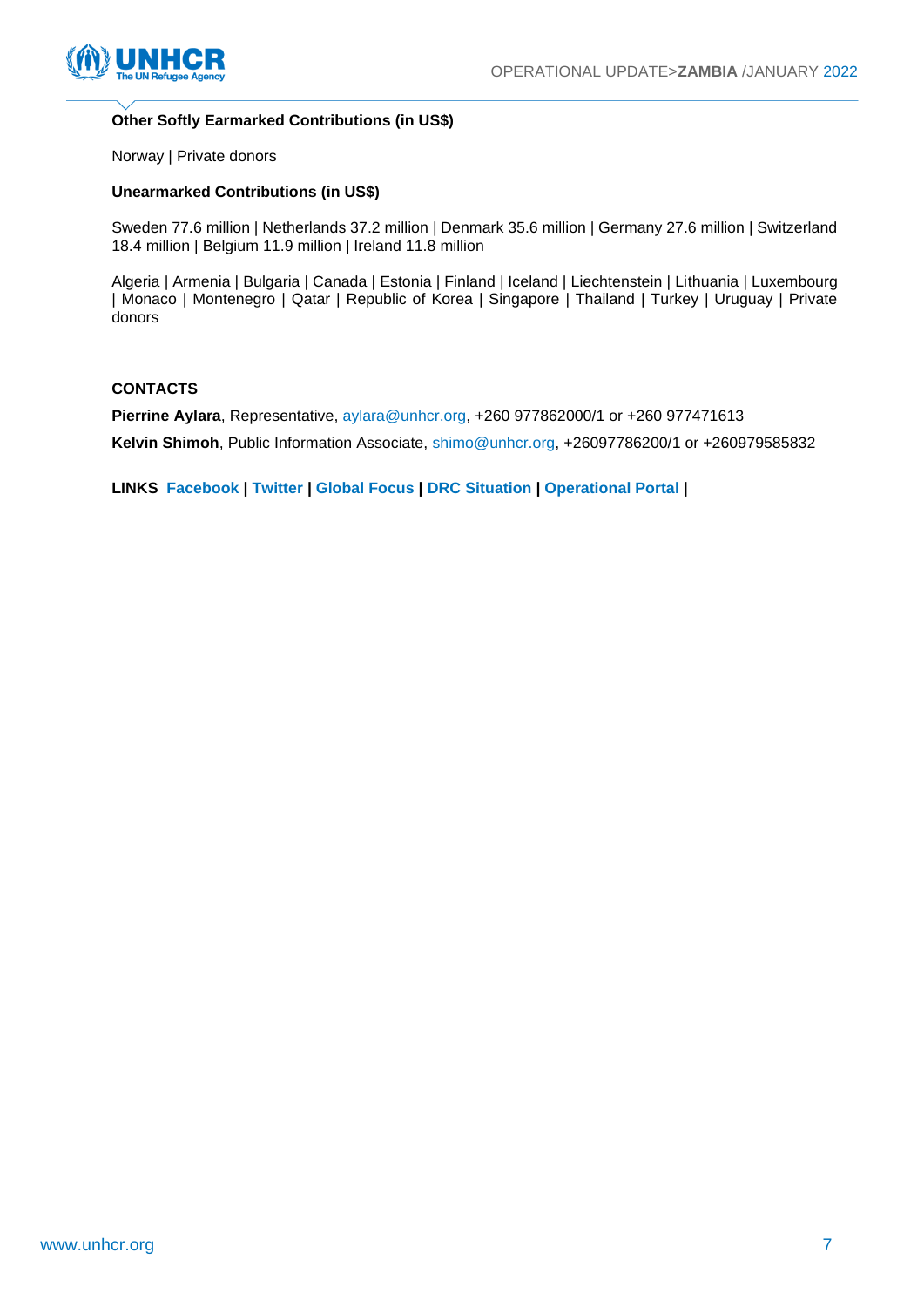**Other Softly Earmarked Contributions (in US$)**

Norway | Private donors

**Unearmarked Contributions (in US$)**

Sweden 77.6 million | Netherlands 37.2 million | Denmark 35.6 million | Germany 27.6 million | Switzerland 18.4 million | Belgium 11.9 million | Ireland 11.8 million

Algeria | Armenia | Bulgaria | Canada | Estonia | Finland | Iceland | Liechtenstein | Lithuania | Luxembourg | Monaco | Montenegro | Qatar | Republic of Korea | Singapore | Thailand | Turkey | Uruguay | Private donors

**CONTACTS**

**Pierrine Aylara**, Representative, aylara@unhcr.org, +260 977862000/1 or +260 977471613

**Kelvin Shimoh**, Public Information Associate, shimo@unhcr.org, +26097786200/1 or +260979585832

**LINKS Facebook | Twitter | Global Focus | DRC Situation | Operational Portal |**